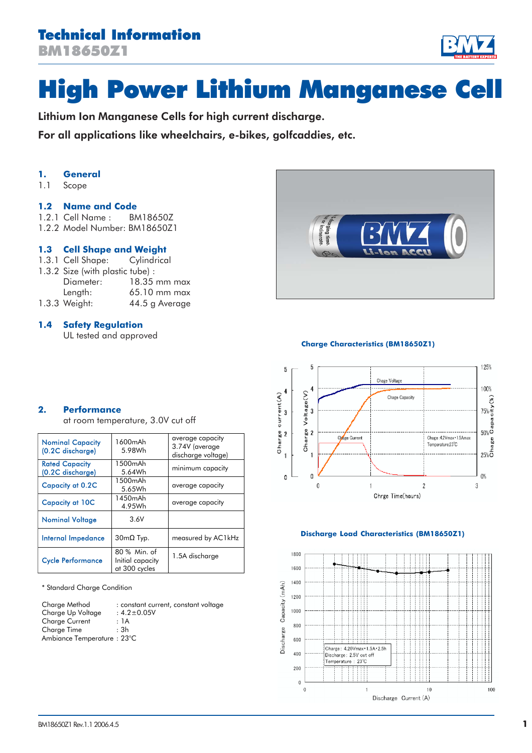# Technical Information

## BM18650Z1

# High Power Lithium Manganese Cell

Lithium Ion Manganese Cells for high current discharge.

For all applications like wheelchairs, e-bikes, golfcaddies, etc.

## 1. General

1.1 Scope

### 1.2 Name and Code

1.2.1 Cell Name : BM18650Z

1.2.2 Model Number: BM18650Z1

### 1.3 Cell Shape and Weight

1.3.1 Cell Shape: Cylindrical

1.3.2 Size (with plastic tube) :

Diameter: 18.35 mm max

Length: 65.10 mm max

1.3.3 Weight: 44.5 g Average

### 1.4 Safety Regulation

UL tested and approved

## 2. Performance

at room temperature, 3.0V cut off

| | | |
|---|---|---|
| Nominal Capacity (0.2C discharge) | 1600mAh 5.98Wh | average capacity 3.74V (average discharge voltage) |
| Rated Capacity (0.2C discharge) | 1500mAh 5.64Wh | minimum capacity |
| Capacity at 0.2C | 1500mAh 5.65Wh | average capacity |
| Capacity at 10C | 1450mAh 4.95Wh | average capacity |
| Nominal Voltage | 3.6V | |
| Internal Impedance | 30mΩ Typ. | measured by AC1kHz |
| Cycle Performance | 80 % Min. of Initial capacity at 300 cycles | 1.5A discharge |

\* Standard Charge Condition

Charge Method : constant current, constant voltage
Charge Up Voltage : 4.2±0.05V
Charge Current : 1A
Charge Time : 3h
Ambiance Temperature : 23°C

**Charge Characteristics (BM18650Z1)**

**Discharge Load Characteristics (BM18650Z1)**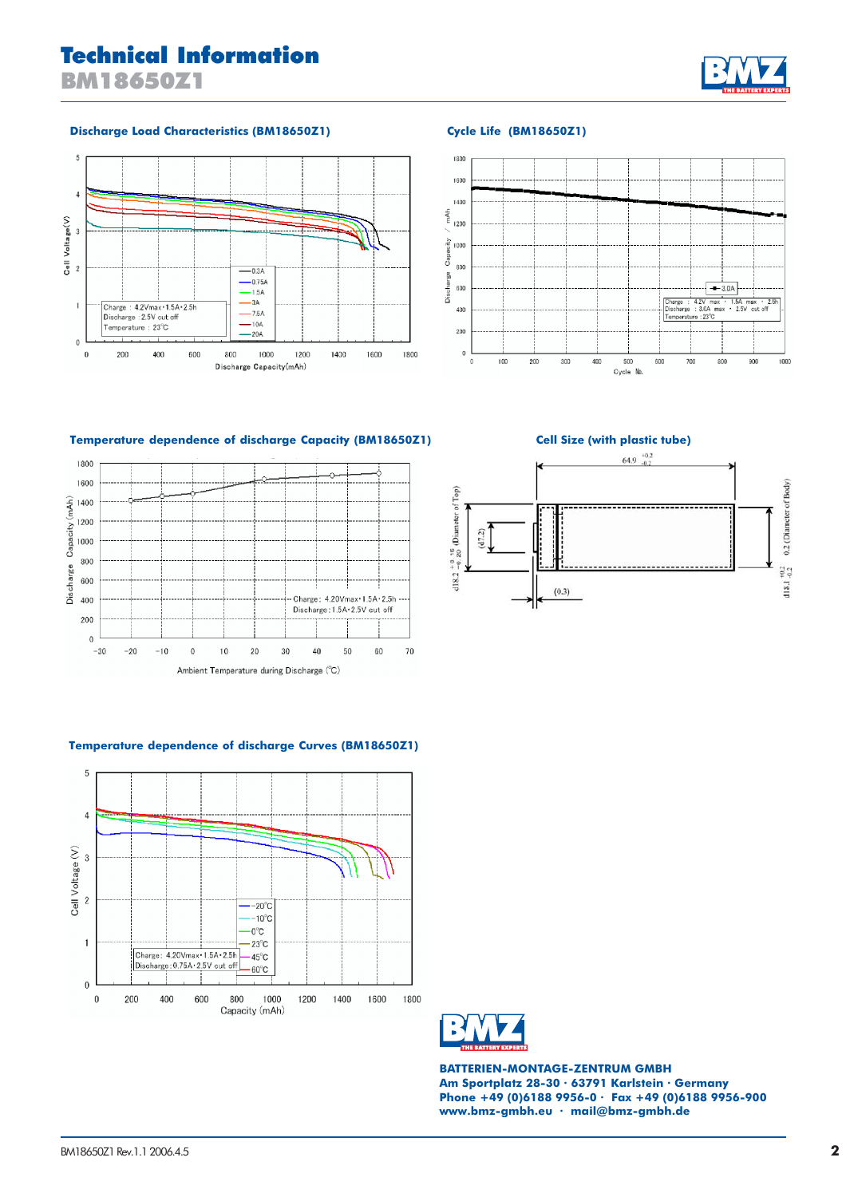# Technical Information

## BM18650Z1

### Discharge Load Characteristics (BM18650Z1)

Cell Voltage (V)

5
4
3
2
1
0

0 200 400 600 800 1000 1200 1400 1600 1800

Discharge Capacity(mAh)

Charge : 4.2Vmax・1.5A・2.5h
Discharge : 2.5V cut off
Temperature : 23℃

0.3A
0.75A
1.5A
3A
7.5A
10A
20A

### Cycle Life (BM18650Z1)

Discharge Capacity / mAh

1800
1600
1400
1200
1000
800
600
400
200
0

0 100 200 300 400 500 600 700 800 900 1000

Cycle No.

3.0A

Charge : 4.2V max ・ 1.5A max ・ 2.5h
Discharge : 3.0A max ・ 2.5V cut off
Temperature : 23℃

### Temperature dependence of discharge Capacity (BM18650Z1)

Discharge Capacity (mAh)

1800
1600
1400
1200
1000
800
600
400
200
0

-30 -20 -10 0 10 20 30 40 50 60 70

Ambient Temperature during Discharge (℃)

Charge: 4.20Vmax・1.5A・2.5h
Discharge: 1.5A・2.5V cut off

### Cell Size (with plastic tube)

64.9 +0.2 -0.7

d18.2 +0.15 -0.20 (Diameter of Top)

(d7.2)

(0.3)

d18.1 +0.2 -0.2 (Diameter of Body)

### Temperature dependence of discharge Curves (BM18650Z1)

Cell Voltage (V)

5
4
3
2
1
0

0 200 400 600 800 1000 1200 1400 1600 1800

Capacity (mAh)

Charge: 4.20Vmax・1.5A・2.5h
Discharge: 0.75A・2.5V cut off

-20℃
-10℃
0℃
23℃
45℃
60℃

**BATTERIEN-MONTAGE-ZENTRUM GMBH**
**Am Sportplatz 28-30 · 63791 Karlstein · Germany**
**Phone +49 (0)6188 9956-0 · Fax +49 (0)6188 9956-900**
**www.bmz-gmbh.eu · mail@bmz-gmbh.de**

BM18650Z1 Rev.1.1 2006.4.5